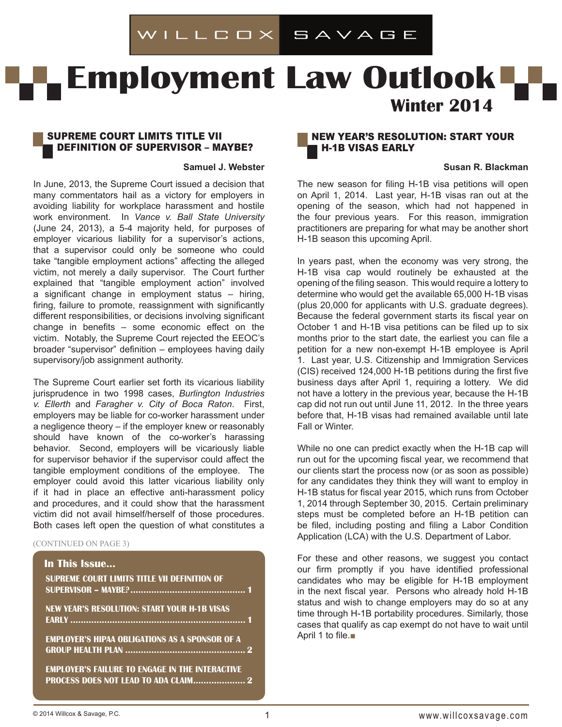WILLCOX SAVAGE

# Employment Law Outlook

## Winter 2014

## SUPREME COURT LIMITS TITLE VII DEFINITION OF SUPERVISOR – MAYBE?

**Samuel J. Webster**

In June, 2013, the Supreme Court issued a decision that many commentators hail as a victory for employers in avoiding liability for workplace harassment and hostile work environment. In *Vance v. Ball State University* (June 24, 2013), a 5-4 majority held, for purposes of employer vicarious liability for a supervisor's actions, that a supervisor could only be someone who could take "tangible employment actions" affecting the alleged victim, not merely a daily supervisor. The Court further explained that "tangible employment action" involved a significant change in employment status – hiring, firing, failure to promote, reassignment with significantly different responsibilities, or decisions involving significant change in benefits – some economic effect on the victim. Notably, the Supreme Court rejected the EEOC's broader "supervisor" definition – employees having daily supervisory/job assignment authority.

The Supreme Court earlier set forth its vicarious liability jurisprudence in two 1998 cases, *Burlington Industries v. Ellerth* and *Faragher v. City of Boca Raton*. First, employers may be liable for co-worker harassment under a negligence theory – if the employer knew or reasonably should have known of the co-worker's harassing behavior. Second, employers will be vicariously liable for supervisor behavior if the supervisor could affect the tangible employment conditions of the employee. The employer could avoid this latter vicarious liability only if it had in place an effective anti-harassment policy and procedures, and it could show that the harassment victim did not avail himself/herself of those procedures. Both cases left open the question of what constitutes a

(CONTINUED ON PAGE 3)

**In This Issue...**

- SUPREME COURT LIMITS TITLE VII DEFINITION OF SUPERVISOR – MAYBE? ........ 1
- NEW YEAR'S RESOLUTION: START YOUR H-1B VISAS EARLY ........ 1
- EMPLOYER'S HIPAA OBLIGATIONS AS A SPONSOR OF A GROUP HEALTH PLAN ........ 2
- EMPLOYER'S FAILURE TO ENGAGE IN THE INTERACTIVE PROCESS DOES NOT LEAD TO ADA CLAIM........ 2

## NEW YEAR'S RESOLUTION: START YOUR H-1B VISAS EARLY

**Susan R. Blackman**

The new season for filing H-1B visa petitions will open on April 1, 2014. Last year, H-1B visas ran out at the opening of the season, which had not happened in the four previous years. For this reason, immigration practitioners are preparing for what may be another short H-1B season this upcoming April.

In years past, when the economy was very strong, the H-1B visa cap would routinely be exhausted at the opening of the filing season. This would require a lottery to determine who would get the available 65,000 H-1B visas (plus 20,000 for applicants with U.S. graduate degrees). Because the federal government starts its fiscal year on October 1 and H-1B visa petitions can be filed up to six months prior to the start date, the earliest you can file a petition for a new non-exempt H-1B employee is April 1. Last year, U.S. Citizenship and Immigration Services (CIS) received 124,000 H-1B petitions during the first five business days after April 1, requiring a lottery. We did not have a lottery in the previous year, because the H-1B cap did not run out until June 11, 2012. In the three years before that, H-1B visas had remained available until late Fall or Winter.

While no one can predict exactly when the H-1B cap will run out for the upcoming fiscal year, we recommend that our clients start the process now (or as soon as possible) for any candidates they think they will want to employ in H-1B status for fiscal year 2015, which runs from October 1, 2014 through September 30, 2015. Certain preliminary steps must be completed before an H-1B petition can be filed, including posting and filing a Labor Condition Application (LCA) with the U.S. Department of Labor.

For these and other reasons, we suggest you contact our firm promptly if you have identified professional candidates who may be eligible for H-1B employment in the next fiscal year. Persons who already hold H-1B status and wish to change employers may do so at any time through H-1B portability procedures. Similarly, those cases that qualify as cap exempt do not have to wait until April 1 to file.■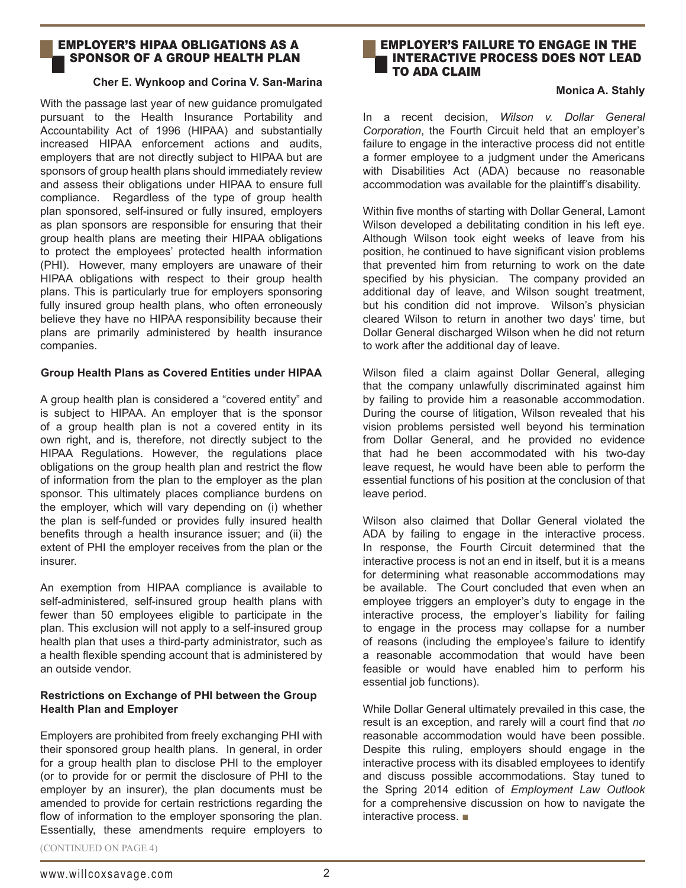## EMPLOYER'S HIPAA OBLIGATIONS AS A SPONSOR OF A GROUP HEALTH PLAN

**Cher E. Wynkoop and Corina V. San-Marina**

With the passage last year of new guidance promulgated pursuant to the Health Insurance Portability and Accountability Act of 1996 (HIPAA) and substantially increased HIPAA enforcement actions and audits, employers that are not directly subject to HIPAA but are sponsors of group health plans should immediately review and assess their obligations under HIPAA to ensure full compliance. Regardless of the type of group health plan sponsored, self-insured or fully insured, employers as plan sponsors are responsible for ensuring that their group health plans are meeting their HIPAA obligations to protect the employees' protected health information (PHI). However, many employers are unaware of their HIPAA obligations with respect to their group health plans. This is particularly true for employers sponsoring fully insured group health plans, who often erroneously believe they have no HIPAA responsibility because their plans are primarily administered by health insurance companies.

### Group Health Plans as Covered Entities under HIPAA

A group health plan is considered a "covered entity" and is subject to HIPAA. An employer that is the sponsor of a group health plan is not a covered entity in its own right, and is, therefore, not directly subject to the HIPAA Regulations. However, the regulations place obligations on the group health plan and restrict the flow of information from the plan to the employer as the plan sponsor. This ultimately places compliance burdens on the employer, which will vary depending on (i) whether the plan is self-funded or provides fully insured health benefits through a health insurance issuer; and (ii) the extent of PHI the employer receives from the plan or the insurer.

An exemption from HIPAA compliance is available to self-administered, self-insured group health plans with fewer than 50 employees eligible to participate in the plan. This exclusion will not apply to a self-insured group health plan that uses a third-party administrator, such as a health flexible spending account that is administered by an outside vendor.

### Restrictions on Exchange of PHI between the Group Health Plan and Employer

Employers are prohibited from freely exchanging PHI with their sponsored group health plans. In general, in order for a group health plan to disclose PHI to the employer (or to provide for or permit the disclosure of PHI to the employer by an insurer), the plan documents must be amended to provide for certain restrictions regarding the flow of information to the employer sponsoring the plan. Essentially, these amendments require employers to

(CONTINUED ON PAGE 4)

## EMPLOYER'S FAILURE TO ENGAGE IN THE INTERACTIVE PROCESS DOES NOT LEAD TO ADA CLAIM

**Monica A. Stahly**

In a recent decision, *Wilson v. Dollar General Corporation*, the Fourth Circuit held that an employer's failure to engage in the interactive process did not entitle a former employee to a judgment under the Americans with Disabilities Act (ADA) because no reasonable accommodation was available for the plaintiff's disability.

Within five months of starting with Dollar General, Lamont Wilson developed a debilitating condition in his left eye. Although Wilson took eight weeks of leave from his position, he continued to have significant vision problems that prevented him from returning to work on the date specified by his physician. The company provided an additional day of leave, and Wilson sought treatment, but his condition did not improve. Wilson's physician cleared Wilson to return in another two days' time, but Dollar General discharged Wilson when he did not return to work after the additional day of leave.

Wilson filed a claim against Dollar General, alleging that the company unlawfully discriminated against him by failing to provide him a reasonable accommodation. During the course of litigation, Wilson revealed that his vision problems persisted well beyond his termination from Dollar General, and he provided no evidence that had he been accommodated with his two-day leave request, he would have been able to perform the essential functions of his position at the conclusion of that leave period.

Wilson also claimed that Dollar General violated the ADA by failing to engage in the interactive process. In response, the Fourth Circuit determined that the interactive process is not an end in itself, but it is a means for determining what reasonable accommodations may be available. The Court concluded that even when an employee triggers an employer's duty to engage in the interactive process, the employer's liability for failing to engage in the process may collapse for a number of reasons (including the employee's failure to identify a reasonable accommodation that would have been feasible or would have enabled him to perform his essential job functions).

While Dollar General ultimately prevailed in this case, the result is an exception, and rarely will a court find that *no* reasonable accommodation would have been possible. Despite this ruling, employers should engage in the interactive process with its disabled employees to identify and discuss possible accommodations. Stay tuned to the Spring 2014 edition of *Employment Law Outlook* for a comprehensive discussion on how to navigate the interactive process. ■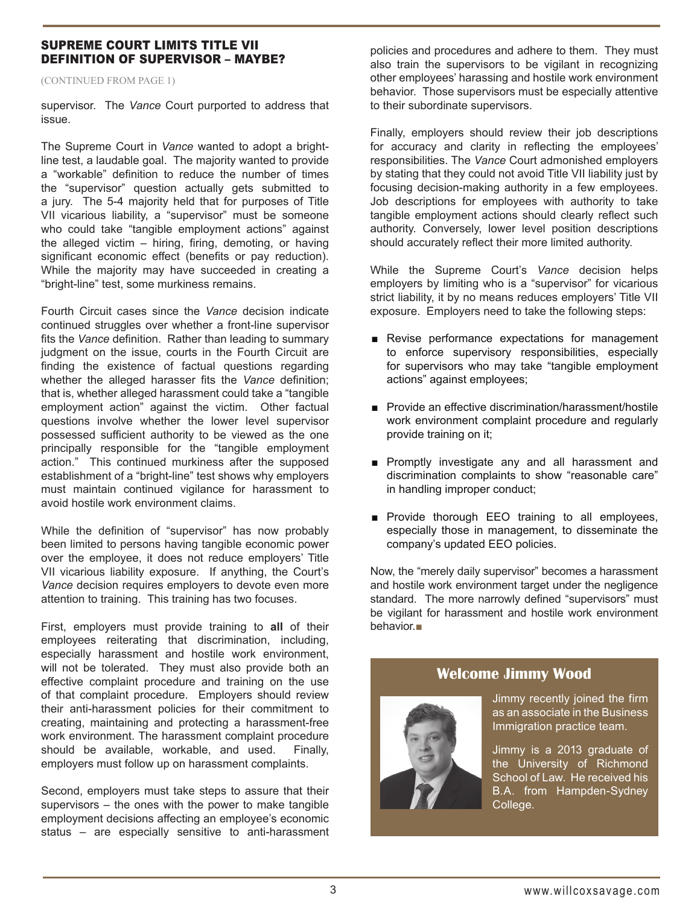## SUPREME COURT LIMITS TITLE VII DEFINITION OF SUPERVISOR – MAYBE?

(CONTINUED FROM PAGE 1)

supervisor. The *Vance* Court purported to address that issue.

The Supreme Court in *Vance* wanted to adopt a bright-line test, a laudable goal. The majority wanted to provide a "workable" definition to reduce the number of times the "supervisor" question actually gets submitted to a jury. The 5-4 majority held that for purposes of Title VII vicarious liability, a "supervisor" must be someone who could take "tangible employment actions" against the alleged victim – hiring, firing, demoting, or having significant economic effect (benefits or pay reduction). While the majority may have succeeded in creating a "bright-line" test, some murkiness remains.

Fourth Circuit cases since the *Vance* decision indicate continued struggles over whether a front-line supervisor fits the *Vance* definition. Rather than leading to summary judgment on the issue, courts in the Fourth Circuit are finding the existence of factual questions regarding whether the alleged harasser fits the *Vance* definition; that is, whether alleged harassment could take a "tangible employment action" against the victim. Other factual questions involve whether the lower level supervisor possessed sufficient authority to be viewed as the one principally responsible for the "tangible employment action." This continued murkiness after the supposed establishment of a "bright-line" test shows why employers must maintain continued vigilance for harassment to avoid hostile work environment claims.

While the definition of "supervisor" has now probably been limited to persons having tangible economic power over the employee, it does not reduce employers' Title VII vicarious liability exposure. If anything, the Court's *Vance* decision requires employers to devote even more attention to training. This training has two focuses.

First, employers must provide training to **all** of their employees reiterating that discrimination, including, especially harassment and hostile work environment, will not be tolerated. They must also provide both an effective complaint procedure and training on the use of that complaint procedure. Employers should review their anti-harassment policies for their commitment to creating, maintaining and protecting a harassment-free work environment. The harassment complaint procedure should be available, workable, and used. Finally, employers must follow up on harassment complaints.

Second, employers must take steps to assure that their supervisors – the ones with the power to make tangible employment decisions affecting an employee's economic status – are especially sensitive to anti-harassment policies and procedures and adhere to them. They must also train the supervisors to be vigilant in recognizing other employees' harassing and hostile work environment behavior. Those supervisors must be especially attentive to their subordinate supervisors.

Finally, employers should review their job descriptions for accuracy and clarity in reflecting the employees' responsibilities. The *Vance* Court admonished employers by stating that they could not avoid Title VII liability just by focusing decision-making authority in a few employees. Job descriptions for employees with authority to take tangible employment actions should clearly reflect such authority. Conversely, lower level position descriptions should accurately reflect their more limited authority.

While the Supreme Court's *Vance* decision helps employers by limiting who is a "supervisor" for vicarious strict liability, it by no means reduces employers' Title VII exposure. Employers need to take the following steps:

- Revise performance expectations for management to enforce supervisory responsibilities, especially for supervisors who may take "tangible employment actions" against employees;
- Provide an effective discrimination/harassment/hostile work environment complaint procedure and regularly provide training on it;
- Promptly investigate any and all harassment and discrimination complaints to show "reasonable care" in handling improper conduct;
- Provide thorough EEO training to all employees, especially those in management, to disseminate the company's updated EEO policies.

Now, the "merely daily supervisor" becomes a harassment and hostile work environment target under the negligence standard. The more narrowly defined "supervisors" must be vigilant for harassment and hostile work environment behavior. ■

## Welcome Jimmy Wood

Jimmy recently joined the firm as an associate in the Business Immigration practice team.

Jimmy is a 2013 graduate of the University of Richmond School of Law. He received his B.A. from Hampden-Sydney College.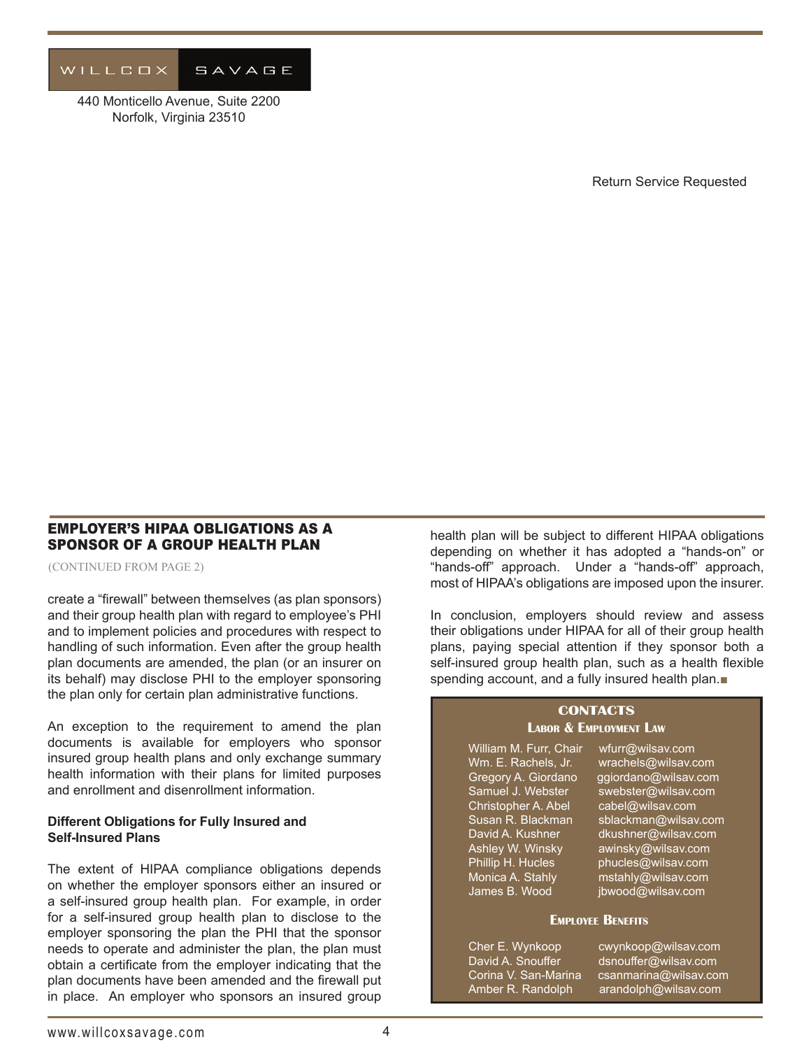WILLCOX SAVAGE

440 Monticello Avenue, Suite 2200
Norfolk, Virginia 23510

Return Service Requested

## EMPLOYER'S HIPAA OBLIGATIONS AS A SPONSOR OF A GROUP HEALTH PLAN

(CONTINUED FROM PAGE 2)

create a "firewall" between themselves (as plan sponsors) and their group health plan with regard to employee's PHI and to implement policies and procedures with respect to handling of such information. Even after the group health plan documents are amended, the plan (or an insurer on its behalf) may disclose PHI to the employer sponsoring the plan only for certain plan administrative functions.

An exception to the requirement to amend the plan documents is available for employers who sponsor insured group health plans and only exchange summary health information with their plans for limited purposes and enrollment and disenrollment information.

**Different Obligations for Fully Insured and Self-Insured Plans**

The extent of HIPAA compliance obligations depends on whether the employer sponsors either an insured or a self-insured group health plan. For example, in order for a self-insured group health plan to disclose to the employer sponsoring the plan the PHI that the sponsor needs to operate and administer the plan, the plan must obtain a certificate from the employer indicating that the plan documents have been amended and the firewall put in place. An employer who sponsors an insured group health plan will be subject to different HIPAA obligations depending on whether it has adopted a "hands-on" or "hands-off" approach. Under a "hands-off" approach, most of HIPAA's obligations are imposed upon the insurer.

In conclusion, employers should review and assess their obligations under HIPAA for all of their group health plans, paying special attention if they sponsor both a self-insured group health plan, such as a health flexible spending account, and a fully insured health plan.■

### CONTACTS

**Labor & Employment Law**

| | |
|---|---|
| William M. Furr, Chair | wfurr@wilsav.com |
| Wm. E. Rachels, Jr. | wrachels@wilsav.com |
| Gregory A. Giordano | ggiordano@wilsav.com |
| Samuel J. Webster | swebster@wilsav.com |
| Christopher A. Abel | cabel@wilsav.com |
| Susan R. Blackman | sblackman@wilsav.com |
| David A. Kushner | dkushner@wilsav.com |
| Ashley W. Winsky | awinsky@wilsav.com |
| Phillip H. Hucles | phucles@wilsav.com |
| Monica A. Stahly | mstahly@wilsav.com |
| James B. Wood | jbwood@wilsav.com |

**Employee Benefits**

| | |
|---|---|
| Cher E. Wynkoop | cwynkoop@wilsav.com |
| David A. Snouffer | dsnouffer@wilsav.com |
| Corina V. San-Marina | csanmarina@wilsav.com |
| Amber R. Randolph | arandolph@wilsav.com |

www.willcoxsavage.com